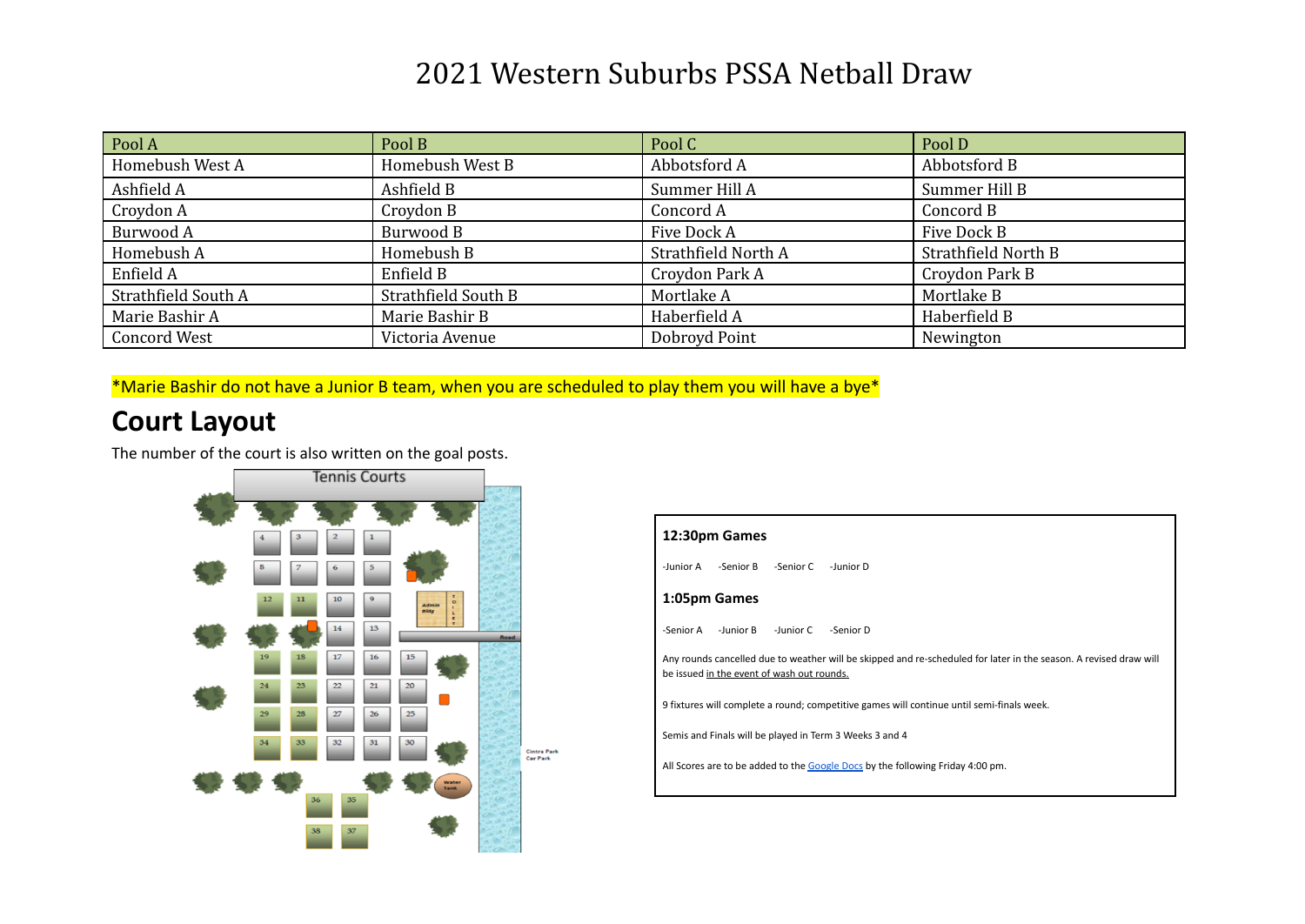# 2021 Western Suburbs PSSA Netball Draw

| Pool A | Pool B | Pool C | Pool D |
|---|---|---|---|
| Homebush West A | Homebush West B | Abbotsford A | Abbotsford B |
| Ashfield A | Ashfield B | Summer Hill A | Summer Hill B |
| Croydon A | Croydon B | Concord A | Concord B |
| Burwood A | Burwood B | Five Dock A | Five Dock B |
| Homebush A | Homebush B | Strathfield North A | Strathfield North B |
| Enfield A | Enfield B | Croydon Park A | Croydon Park B |
| Strathfield South A | Strathfield South B | Mortlake A | Mortlake B |
| Marie Bashir A | Marie Bashir B | Haberfield A | Haberfield B |
| Concord West | Victoria Avenue | Dobroyd Point | Newington |

*Marie Bashir do not have a Junior B team, when you are scheduled to play them you will have a bye*

## Court Layout

The number of the court is also written on the goal posts.

**12:30pm Games**

-Junior A -Senior B -Senior C -Junior D

**1:05pm Games**

-Senior A -Junior B -Junior C -Senior D

Any rounds cancelled due to weather will be skipped and re-scheduled for later in the season. A revised draw will be issued in the event of wash out rounds.

9 fixtures will complete a round; competitive games will continue until semi-finals week.

Semis and Finals will be played in Term 3 Weeks 3 and 4

All Scores are to be added to the Google Docs by the following Friday 4:00 pm.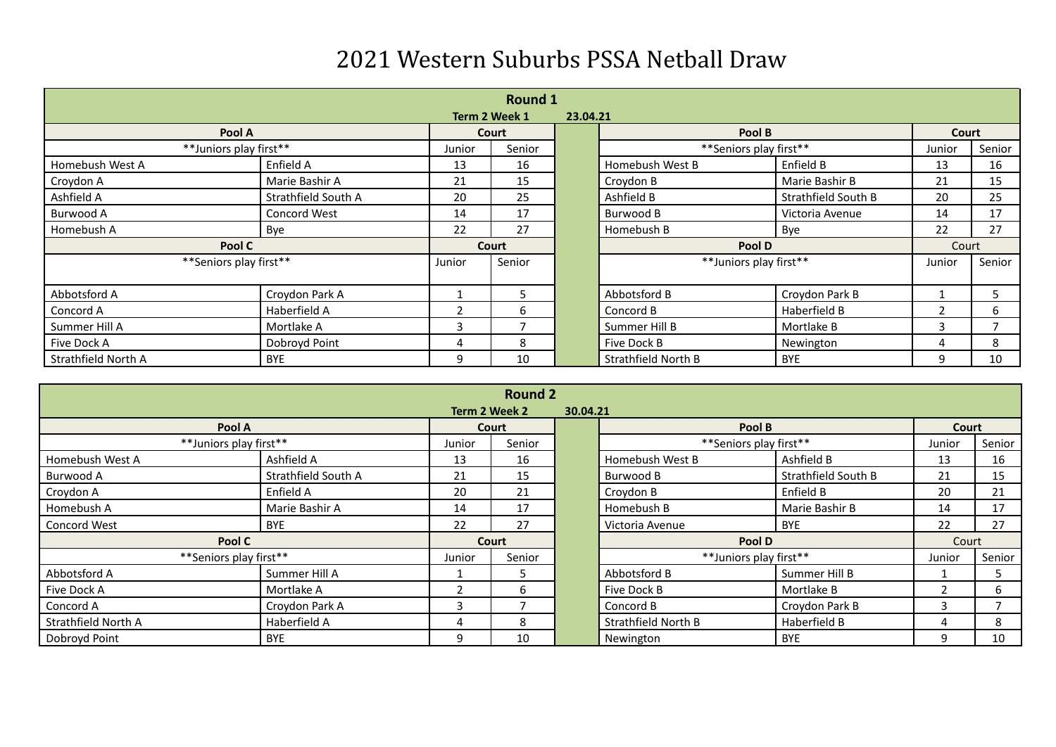# 2021 Western Suburbs PSSA Netball Draw

| Round 1 | | | | | | | | |
|---|---|---|---|---|---|---|---|---|
| Term 2 Week 1 | 23.04.21 | | | | | | | |
| Pool A | | Court | | | Pool B | | Court | |
| **Juniors play first** | | Junior | Senior | | **Seniors play first** | | Junior | Senior |
| Homebush West A | Enfield A | 13 | 16 | | Homebush West B | Enfield B | 13 | 16 |
| Croydon A | Marie Bashir A | 21 | 15 | | Croydon B | Marie Bashir B | 21 | 15 |
| Ashfield A | Strathfield South A | 20 | 25 | | Ashfield B | Strathfield South B | 20 | 25 |
| Burwood A | Concord West | 14 | 17 | | Burwood B | Victoria Avenue | 14 | 17 |
| Homebush A | Bye | 22 | 27 | | Homebush B | Bye | 22 | 27 |
| Pool C | | Court | | | Pool D | | Court | |
| **Seniors play first** | | Junior | Senior | | **Juniors play first** | | Junior | Senior |
| Abbotsford A | Croydon Park A | 1 | 5 | | Abbotsford B | Croydon Park B | 1 | 5 |
| Concord A | Haberfield A | 2 | 6 | | Concord B | Haberfield B | 2 | 6 |
| Summer Hill A | Mortlake A | 3 | 7 | | Summer Hill B | Mortlake B | 3 | 7 |
| Five Dock A | Dobroyd Point | 4 | 8 | | Five Dock B | Newington | 4 | 8 |
| Strathfield North A | BYE | 9 | 10 | | Strathfield North B | BYE | 9 | 10 |

| Round 2 | | | | | | | | |
|---|---|---|---|---|---|---|---|---|
| Term 2 Week 2 | 30.04.21 | | | | | | | |
| Pool A | | Court | | | Pool B | | Court | |
| **Juniors play first** | | Junior | Senior | | **Seniors play first** | | Junior | Senior |
| Homebush West A | Ashfield A | 13 | 16 | | Homebush West B | Ashfield B | 13 | 16 |
| Burwood A | Strathfield South A | 21 | 15 | | Burwood B | Strathfield South B | 21 | 15 |
| Croydon A | Enfield A | 20 | 21 | | Croydon B | Enfield B | 20 | 21 |
| Homebush A | Marie Bashir A | 14 | 17 | | Homebush B | Marie Bashir B | 14 | 17 |
| Concord West | BYE | 22 | 27 | | Victoria Avenue | BYE | 22 | 27 |
| Pool C | | Court | | | Pool D | | Court | |
| **Seniors play first** | | Junior | Senior | | **Juniors play first** | | Junior | Senior |
| Abbotsford A | Summer Hill A | 1 | 5 | | Abbotsford B | Summer Hill B | 1 | 5 |
| Five Dock A | Mortlake A | 2 | 6 | | Five Dock B | Mortlake B | 2 | 6 |
| Concord A | Croydon Park A | 3 | 7 | | Concord B | Croydon Park B | 3 | 7 |
| Strathfield North A | Haberfield A | 4 | 8 | | Strathfield North B | Haberfield B | 4 | 8 |
| Dobroyd Point | BYE | 9 | 10 | | Newington | BYE | 9 | 10 |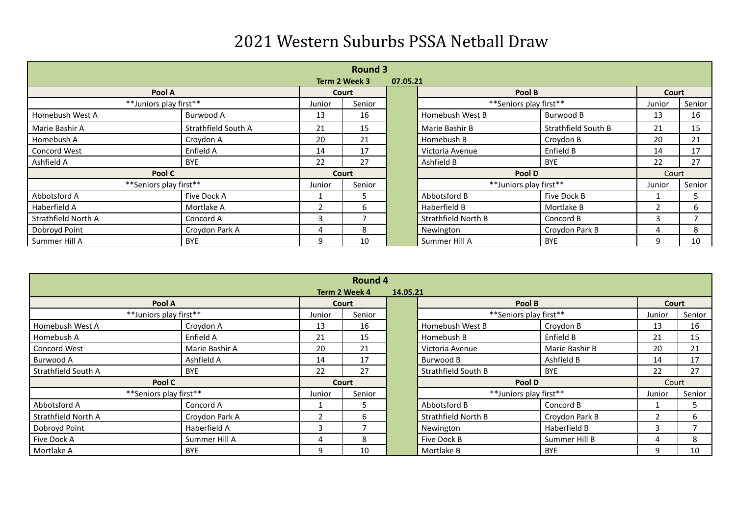# 2021 Western Suburbs PSSA Netball Draw

## Round 3

**Term 2 Week 3 07.05.21**

| Pool A | | Court | | | Pool B | | Court | |
|---|---|---|---|---|---|---|---|---|
| **Juniors play first** | | Junior | Senior | | **Seniors play first** | | Junior | Senior |
| Homebush West A | Burwood A | 13 | 16 | | Homebush West B | Burwood B | 13 | 16 |
| Marie Bashir A | Strathfield South A | 21 | 15 | | Marie Bashir B | Strathfield South B | 21 | 15 |
| Homebush A | Croydon A | 20 | 21 | | Homebush B | Croydon B | 20 | 21 |
| Concord West | Enfield A | 14 | 17 | | Victoria Avenue | Enfield B | 14 | 17 |
| Ashfield A | BYE | 22 | 27 | | Ashfield B | BYE | 22 | 27 |
| **Pool C** | | **Court** | | | **Pool D** | | Court | |
| **Seniors play first** | | Junior | Senior | | **Juniors play first** | | Junior | Senior |
| Abbotsford A | Five Dock A | 1 | 5 | | Abbotsford B | Five Dock B | 1 | 5 |
| Haberfield A | Mortlake A | 2 | 6 | | Haberfield B | Mortlake B | 2 | 6 |
| Strathfield North A | Concord A | 3 | 7 | | Strathfield North B | Concord B | 3 | 7 |
| Dobroyd Point | Croydon Park A | 4 | 8 | | Newington | Croydon Park B | 4 | 8 |
| Summer Hill A | BYE | 9 | 10 | | Summer Hill A | BYE | 9 | 10 |

## Round 4

**Term 2 Week 4 14.05.21**

| Pool A | | Court | | | Pool B | | Court | |
|---|---|---|---|---|---|---|---|---|
| **Juniors play first** | | Junior | Senior | | **Seniors play first** | | Junior | Senior |
| Homebush West A | Croydon A | 13 | 16 | | Homebush West B | Croydon B | 13 | 16 |
| Homebush A | Enfield A | 21 | 15 | | Homebush B | Enfield B | 21 | 15 |
| Concord West | Marie Bashir A | 20 | 21 | | Victoria Avenue | Marie Bashir B | 20 | 21 |
| Burwood A | Ashfield A | 14 | 17 | | Burwood B | Ashfield B | 14 | 17 |
| Strathfield South A | BYE | 22 | 27 | | Strathfield South B | BYE | 22 | 27 |
| **Pool C** | | **Court** | | | **Pool D** | | Court | |
| **Seniors play first** | | Junior | Senior | | **Juniors play first** | | Junior | Senior |
| Abbotsford A | Concord A | 1 | 5 | | Abbotsford B | Concord B | 1 | 5 |
| Strathfield North A | Croydon Park A | 2 | 6 | | Strathfield North B | Croydon Park B | 2 | 6 |
| Dobroyd Point | Haberfield A | 3 | 7 | | Newington | Haberfield B | 3 | 7 |
| Five Dock A | Summer Hill A | 4 | 8 | | Five Dock B | Summer Hill B | 4 | 8 |
| Mortlake A | BYE | 9 | 10 | | Mortlake B | BYE | 9 | 10 |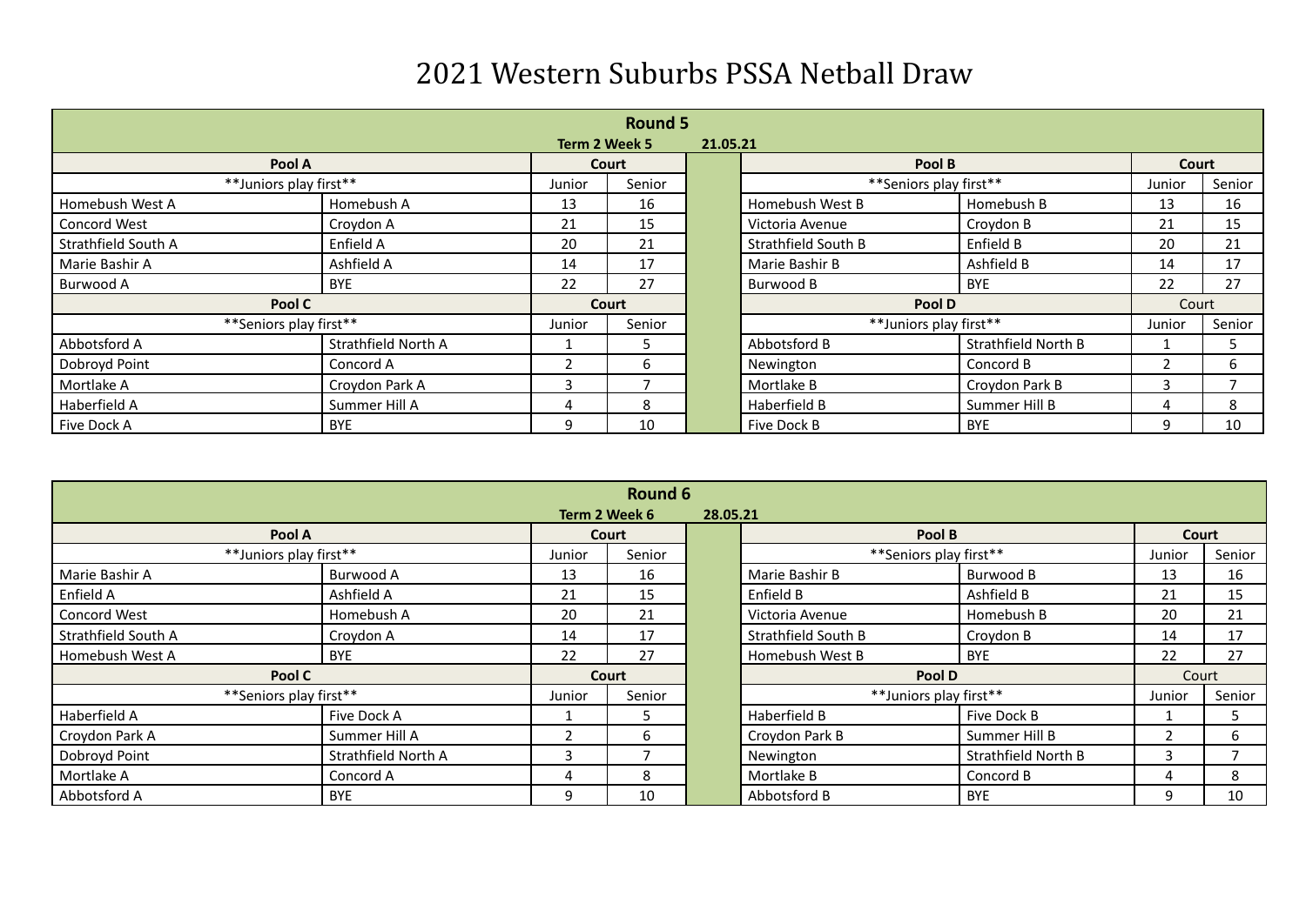# 2021 Western Suburbs PSSA Netball Draw

## Round 5

**Term 2 Week 5 21.05.21**

| Pool A | | Court | | | Pool B | | Court | |
|---|---|---|---|---|---|---|---|---|
| **Juniors play first** | | Junior | Senior | | **Seniors play first** | | Junior | Senior |
| Homebush West A | Homebush A | 13 | 16 | | Homebush West B | Homebush B | 13 | 16 |
| Concord West | Croydon A | 21 | 15 | | Victoria Avenue | Croydon B | 21 | 15 |
| Strathfield South A | Enfield A | 20 | 21 | | Strathfield South B | Enfield B | 20 | 21 |
| Marie Bashir A | Ashfield A | 14 | 17 | | Marie Bashir B | Ashfield B | 14 | 17 |
| Burwood A | BYE | 22 | 27 | | Burwood B | BYE | 22 | 27 |
| **Pool C** | | **Court** | | | **Pool D** | | Court | |
| **Seniors play first** | | Junior | Senior | | **Juniors play first** | | Junior | Senior |
| Abbotsford A | Strathfield North A | 1 | 5 | | Abbotsford B | Strathfield North B | 1 | 5 |
| Dobroyd Point | Concord A | 2 | 6 | | Newington | Concord B | 2 | 6 |
| Mortlake A | Croydon Park A | 3 | 7 | | Mortlake B | Croydon Park B | 3 | 7 |
| Haberfield A | Summer Hill A | 4 | 8 | | Haberfield B | Summer Hill B | 4 | 8 |
| Five Dock A | BYE | 9 | 10 | | Five Dock B | BYE | 9 | 10 |

## Round 6

**Term 2 Week 6 28.05.21**

| Pool A | | Court | | | Pool B | | Court | |
|---|---|---|---|---|---|---|---|---|
| **Juniors play first** | | Junior | Senior | | **Seniors play first** | | Junior | Senior |
| Marie Bashir A | Burwood A | 13 | 16 | | Marie Bashir B | Burwood B | 13 | 16 |
| Enfield A | Ashfield A | 21 | 15 | | Enfield B | Ashfield B | 21 | 15 |
| Concord West | Homebush A | 20 | 21 | | Victoria Avenue | Homebush B | 20 | 21 |
| Strathfield South A | Croydon A | 14 | 17 | | Strathfield South B | Croydon B | 14 | 17 |
| Homebush West A | BYE | 22 | 27 | | Homebush West B | BYE | 22 | 27 |
| **Pool C** | | **Court** | | | **Pool D** | | Court | |
| **Seniors play first** | | Junior | Senior | | **Juniors play first** | | Junior | Senior |
| Haberfield A | Five Dock A | 1 | 5 | | Haberfield B | Five Dock B | 1 | 5 |
| Croydon Park A | Summer Hill A | 2 | 6 | | Croydon Park B | Summer Hill B | 2 | 6 |
| Dobroyd Point | Strathfield North A | 3 | 7 | | Newington | Strathfield North B | 3 | 7 |
| Mortlake A | Concord A | 4 | 8 | | Mortlake B | Concord B | 4 | 8 |
| Abbotsford A | BYE | 9 | 10 | | Abbotsford B | BYE | 9 | 10 |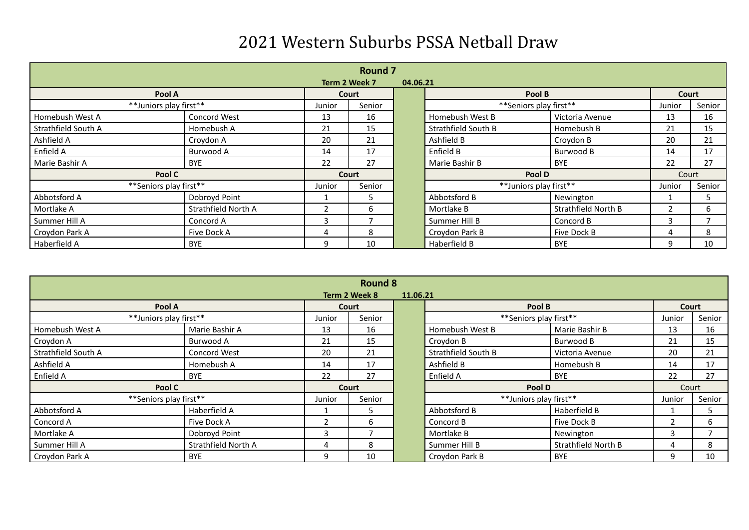# 2021 Western Suburbs PSSA Netball Draw

## Round 7

**Term 2 Week 7 04.06.21**

| Pool A | | Court | | | Pool B | | Court | |
|---|---|---|---|---|---|---|---|---|
| **Juniors play first** | | Junior | Senior | | **Seniors play first** | | Junior | Senior |
| Homebush West A | Concord West | 13 | 16 | | Homebush West B | Victoria Avenue | 13 | 16 |
| Strathfield South A | Homebush A | 21 | 15 | | Strathfield South B | Homebush B | 21 | 15 |
| Ashfield A | Croydon A | 20 | 21 | | Ashfield B | Croydon B | 20 | 21 |
| Enfield A | Burwood A | 14 | 17 | | Enfield B | Burwood B | 14 | 17 |
| Marie Bashir A | BYE | 22 | 27 | | Marie Bashir B | BYE | 22 | 27 |
| **Pool C** | | **Court** | | | **Pool D** | | Court | |
| **Seniors play first** | | Junior | Senior | | **Juniors play first** | | Junior | Senior |
| Abbotsford A | Dobroyd Point | 1 | 5 | | Abbotsford B | Newington | 1 | 5 |
| Mortlake A | Strathfield North A | 2 | 6 | | Mortlake B | Strathfield North B | 2 | 6 |
| Summer Hill A | Concord A | 3 | 7 | | Summer Hill B | Concord B | 3 | 7 |
| Croydon Park A | Five Dock A | 4 | 8 | | Croydon Park B | Five Dock B | 4 | 8 |
| Haberfield A | BYE | 9 | 10 | | Haberfield B | BYE | 9 | 10 |

## Round 8

**Term 2 Week 8 11.06.21**

| Pool A | | Court | | | Pool B | | Court | |
|---|---|---|---|---|---|---|---|---|
| **Juniors play first** | | Junior | Senior | | **Seniors play first** | | Junior | Senior |
| Homebush West A | Marie Bashir A | 13 | 16 | | Homebush West B | Marie Bashir B | 13 | 16 |
| Croydon A | Burwood A | 21 | 15 | | Croydon B | Burwood B | 21 | 15 |
| Strathfield South A | Concord West | 20 | 21 | | Strathfield South B | Victoria Avenue | 20 | 21 |
| Ashfield A | Homebush A | 14 | 17 | | Ashfield B | Homebush B | 14 | 17 |
| Enfield A | BYE | 22 | 27 | | Enfield A | BYE | 22 | 27 |
| **Pool C** | | **Court** | | | **Pool D** | | Court | |
| **Seniors play first** | | Junior | Senior | | **Juniors play first** | | Junior | Senior |
| Abbotsford A | Haberfield A | 1 | 5 | | Abbotsford B | Haberfield B | 1 | 5 |
| Concord A | Five Dock A | 2 | 6 | | Concord B | Five Dock B | 2 | 6 |
| Mortlake A | Dobroyd Point | 3 | 7 | | Mortlake B | Newington | 3 | 7 |
| Summer Hill A | Strathfield North A | 4 | 8 | | Summer Hill B | Strathfield North B | 4 | 8 |
| Croydon Park A | BYE | 9 | 10 | | Croydon Park B | BYE | 9 | 10 |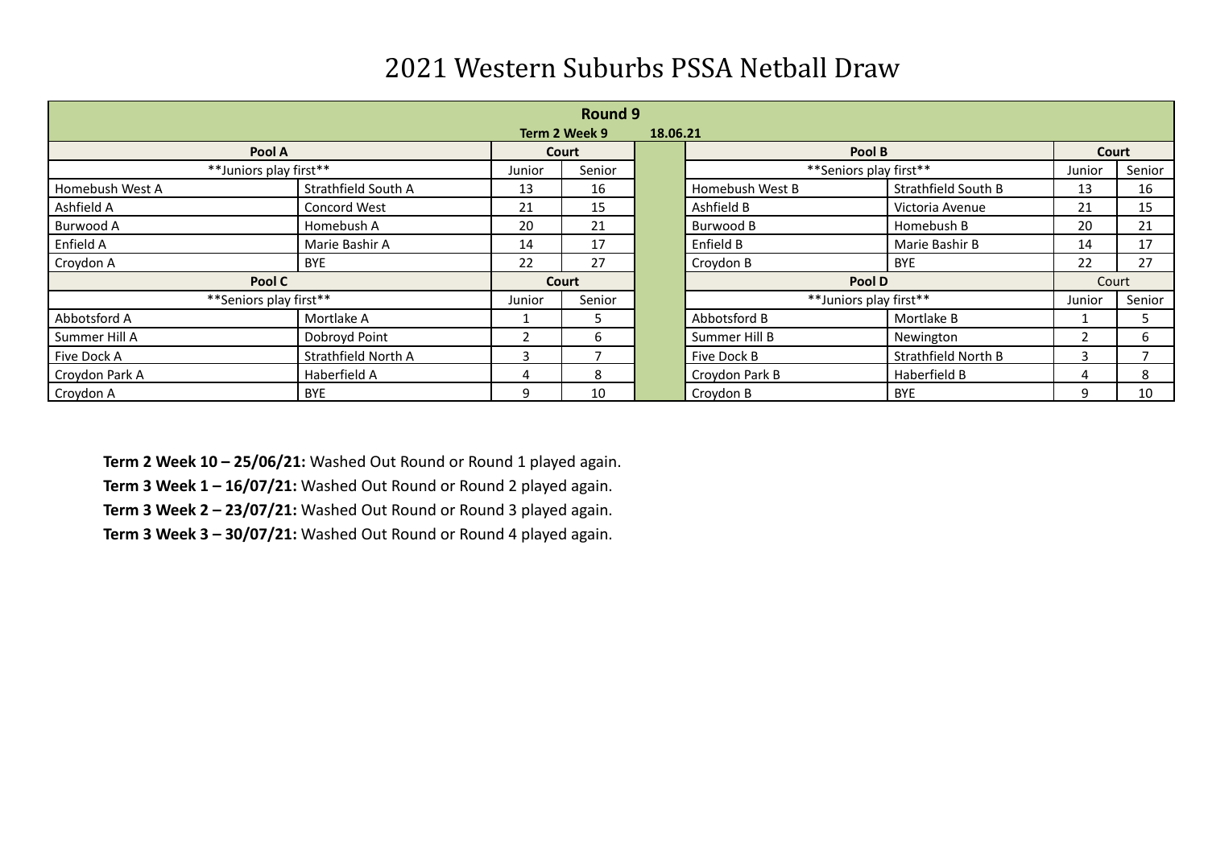# 2021 Western Suburbs PSSA Netball Draw

| Round 9 | | | | | | | | |
|---|---|---|---|---|---|---|---|---|
| Term 2 Week 9 18.06.21 | | | | | | | | |
| **Pool A** | | **Court** | | | **Pool B** | | **Court** | |
| **Juniors play first** | | Junior | Senior | | **Seniors play first** | | Junior | Senior |
| Homebush West A | Strathfield South A | 13 | 16 | | Homebush West B | Strathfield South B | 13 | 16 |
| Ashfield A | Concord West | 21 | 15 | | Ashfield B | Victoria Avenue | 21 | 15 |
| Burwood A | Homebush A | 20 | 21 | | Burwood B | Homebush B | 20 | 21 |
| Enfield A | Marie Bashir A | 14 | 17 | | Enfield B | Marie Bashir B | 14 | 17 |
| Croydon A | BYE | 22 | 27 | | Croydon B | BYE | 22 | 27 |
| **Pool C** | | **Court** | | | **Pool D** | | Court | |
| **Seniors play first** | | Junior | Senior | | **Juniors play first** | | Junior | Senior |
| Abbotsford A | Mortlake A | 1 | 5 | | Abbotsford B | Mortlake B | 1 | 5 |
| Summer Hill A | Dobroyd Point | 2 | 6 | | Summer Hill B | Newington | 2 | 6 |
| Five Dock A | Strathfield North A | 3 | 7 | | Five Dock B | Strathfield North B | 3 | 7 |
| Croydon Park A | Haberfield A | 4 | 8 | | Croydon Park B | Haberfield B | 4 | 8 |
| Croydon A | BYE | 9 | 10 | | Croydon B | BYE | 9 | 10 |

**Term 2 Week 10 – 25/06/21:** Washed Out Round or Round 1 played again.

**Term 3 Week 1 – 16/07/21:** Washed Out Round or Round 2 played again.

**Term 3 Week 2 – 23/07/21:** Washed Out Round or Round 3 played again.

**Term 3 Week 3 – 30/07/21:** Washed Out Round or Round 4 played again.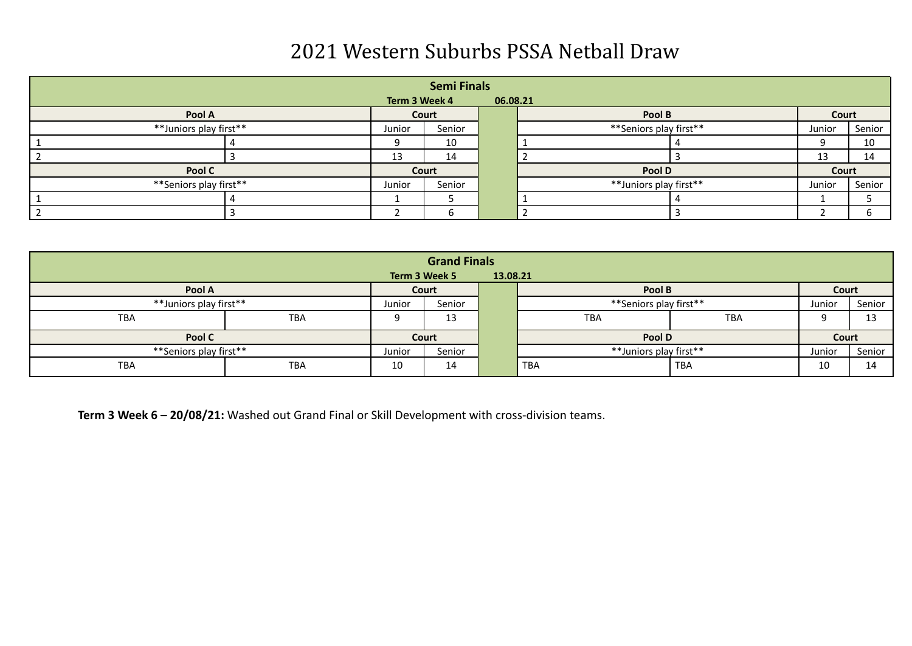# 2021 Western Suburbs PSSA Netball Draw

| Semi Finals | | | | | | | | |
|---|---|---|---|---|---|---|---|---|
| Term 3 Week 4 06.08.21 | | | | | | | | |
| Pool A | | Court | | | Pool B | | Court | |
| **Juniors play first** | | Junior | Senior | | **Seniors play first** | | Junior | Senior |
| 1 | 4 | 9 | 10 | | 1 | 4 | 9 | 10 |
| 2 | 3 | 13 | 14 | | 2 | 3 | 13 | 14 |
| Pool C | | Court | | | Pool D | | Court | |
| **Seniors play first** | | Junior | Senior | | **Juniors play first** | | Junior | Senior |
| 1 | 4 | 1 | 5 | | 1 | 4 | 1 | 5 |
| 2 | 3 | 2 | 6 | | 2 | 3 | 2 | 6 |

| Grand Finals | | | | | | | | |
|---|---|---|---|---|---|---|---|---|
| Term 3 Week 5 13.08.21 | | | | | | | | |
| Pool A | | Court | | | Pool B | | Court | |
| **Juniors play first** | | Junior | Senior | | **Seniors play first** | | Junior | Senior |
| TBA | TBA | 9 | 13 | | TBA | TBA | 9 | 13 |
| Pool C | | Court | | | Pool D | | Court | |
| **Seniors play first** | | Junior | Senior | | **Juniors play first** | | Junior | Senior |
| TBA | TBA | 10 | 14 | | TBA | TBA | 10 | 14 |

**Term 3 Week 6 – 20/08/21:** Washed out Grand Final or Skill Development with cross-division teams.